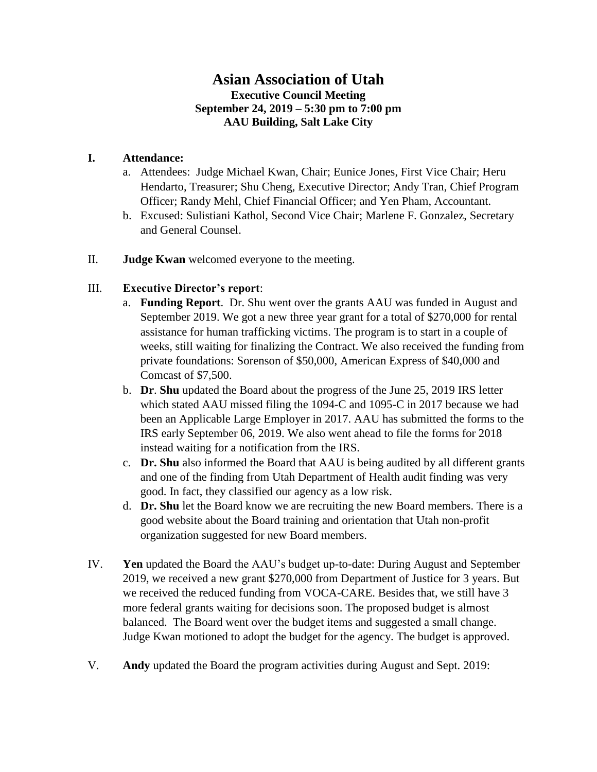# Asian Association of Utah

**Executive Council Meeting**
**September 24, 2019 – 5:30 pm to 7:00 pm**
**AAU Building, Salt Lake City**

**I. Attendance:**

a. Attendees: Judge Michael Kwan, Chair; Eunice Jones, First Vice Chair; Heru Hendarto, Treasurer; Shu Cheng, Executive Director; Andy Tran, Chief Program Officer; Randy Mehl, Chief Financial Officer; and Yen Pham, Accountant.

b. Excused: Sulistiani Kathol, Second Vice Chair; Marlene F. Gonzalez, Secretary and General Counsel.

II. **Judge Kwan** welcomed everyone to the meeting.

III. **Executive Director's report**:

a. **Funding Report**. Dr. Shu went over the grants AAU was funded in August and September 2019. We got a new three year grant for a total of $270,000 for rental assistance for human trafficking victims. The program is to start in a couple of weeks, still waiting for finalizing the Contract. We also received the funding from private foundations: Sorenson of $50,000, American Express of $40,000 and Comcast of $7,500.

b. **Dr**. **Shu** updated the Board about the progress of the June 25, 2019 IRS letter which stated AAU missed filing the 1094-C and 1095-C in 2017 because we had been an Applicable Large Employer in 2017. AAU has submitted the forms to the IRS early September 06, 2019. We also went ahead to file the forms for 2018 instead waiting for a notification from the IRS.

c. **Dr. Shu** also informed the Board that AAU is being audited by all different grants and one of the finding from Utah Department of Health audit finding was very good. In fact, they classified our agency as a low risk.

d. **Dr. Shu** let the Board know we are recruiting the new Board members. There is a good website about the Board training and orientation that Utah non-profit organization suggested for new Board members.

IV. **Yen** updated the Board the AAU's budget up-to-date: During August and September 2019, we received a new grant $270,000 from Department of Justice for 3 years. But we received the reduced funding from VOCA-CARE. Besides that, we still have 3 more federal grants waiting for decisions soon. The proposed budget is almost balanced. The Board went over the budget items and suggested a small change. Judge Kwan motioned to adopt the budget for the agency. The budget is approved.

V. **Andy** updated the Board the program activities during August and Sept. 2019: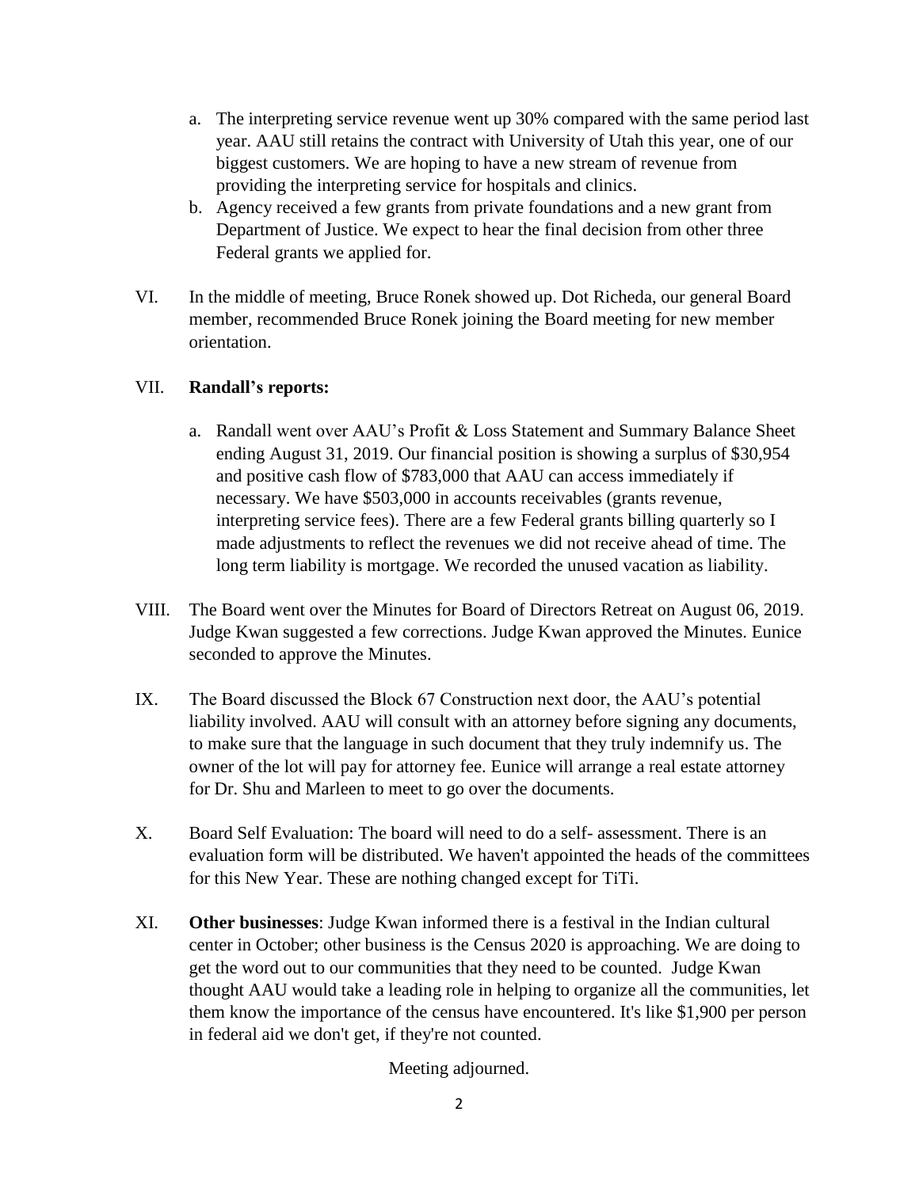a. The interpreting service revenue went up 30% compared with the same period last year. AAU still retains the contract with University of Utah this year, one of our biggest customers. We are hoping to have a new stream of revenue from providing the interpreting service for hospitals and clinics.
b. Agency received a few grants from private foundations and a new grant from Department of Justice. We expect to hear the final decision from other three Federal grants we applied for.

VI. In the middle of meeting, Bruce Ronek showed up. Dot Richeda, our general Board member, recommended Bruce Ronek joining the Board meeting for new member orientation.

VII. **Randall's reports:**

a. Randall went over AAU's Profit & Loss Statement and Summary Balance Sheet ending August 31, 2019. Our financial position is showing a surplus of $30,954 and positive cash flow of $783,000 that AAU can access immediately if necessary. We have $503,000 in accounts receivables (grants revenue, interpreting service fees). There are a few Federal grants billing quarterly so I made adjustments to reflect the revenues we did not receive ahead of time. The long term liability is mortgage. We recorded the unused vacation as liability.

VIII. The Board went over the Minutes for Board of Directors Retreat on August 06, 2019. Judge Kwan suggested a few corrections. Judge Kwan approved the Minutes. Eunice seconded to approve the Minutes.

IX. The Board discussed the Block 67 Construction next door, the AAU's potential liability involved. AAU will consult with an attorney before signing any documents, to make sure that the language in such document that they truly indemnify us. The owner of the lot will pay for attorney fee. Eunice will arrange a real estate attorney for Dr. Shu and Marleen to meet to go over the documents.

X. Board Self Evaluation: The board will need to do a self- assessment. There is an evaluation form will be distributed. We haven't appointed the heads of the committees for this New Year. These are nothing changed except for TiTi.

XI. **Other businesses**: Judge Kwan informed there is a festival in the Indian cultural center in October; other business is the Census 2020 is approaching. We are doing to get the word out to our communities that they need to be counted. Judge Kwan thought AAU would take a leading role in helping to organize all the communities, let them know the importance of the census have encountered. It's like $1,900 per person in federal aid we don't get, if they're not counted.

Meeting adjourned.